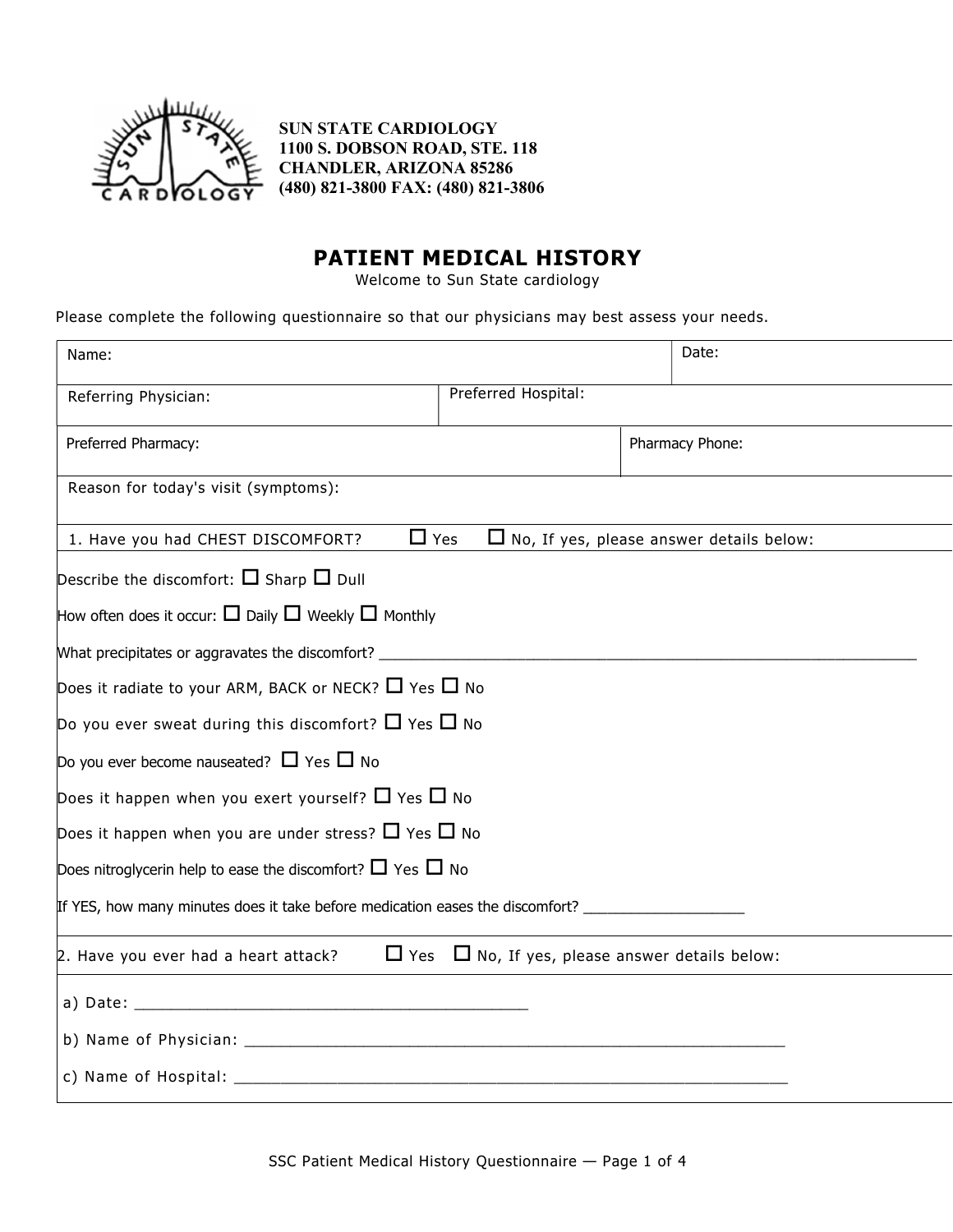**SUN STATE CARDIOLOGY**
**1100 S. DOBSON ROAD, STE. 118**
**CHANDLER, ARIZONA 85286**
**(480) 821-3800 FAX: (480) 821-3806**

# PATIENT MEDICAL HISTORY

Welcome to Sun State cardiology

Please complete the following questionnaire so that our physicians may best assess your needs.

| Name: | Date: |
|---|---|
| Referring Physician: | Preferred Hospital: |
| Preferred Pharmacy: | Pharmacy Phone: |

Reason for today's visit (symptoms):

1. Have you had CHEST DISCOMFORT? ☐ Yes ☐ No, If yes, please answer details below:

Describe the discomfort: ☐ Sharp ☐ Dull

How often does it occur: ☐ Daily ☐ Weekly ☐ Monthly

What precipitates or aggravates the discomfort? ____________________________________________________________

Does it radiate to your ARM, BACK or NECK? ☐ Yes ☐ No

Do you ever sweat during this discomfort? ☐ Yes ☐ No

Do you ever become nauseated? ☐ Yes ☐ No

Does it happen when you exert yourself? ☐ Yes ☐ No

Does it happen when you are under stress? ☐ Yes ☐ No

Does nitroglycerin help to ease the discomfort? ☐ Yes ☐ No

If YES, how many minutes does it take before medication eases the discomfort? __________________

2. Have you ever had a heart attack? ☐ Yes ☐ No, If yes, please answer details below:

a) Date: ____________________________________________

b) Name of Physician: ____________________________________________________________

c) Name of Hospital: ______________________________________________________________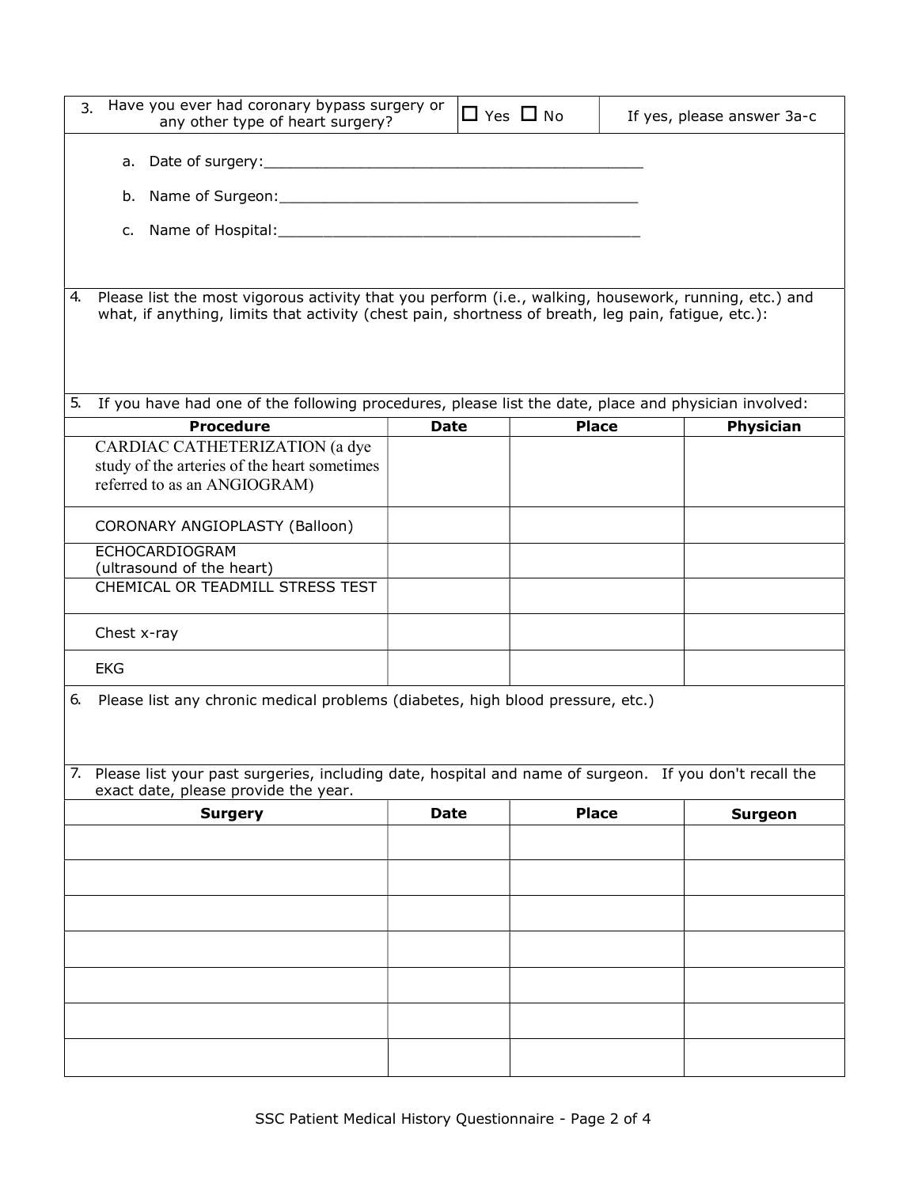3. Have you ever had coronary bypass surgery or any other type of heart surgery? ☐ Yes ☐ No — If yes, please answer 3a-c

a. Date of surgery:___________________________________________

b. Name of Surgeon:__________________________________________

c. Name of Hospital:__________________________________________

4. Please list the most vigorous activity that you perform (i.e., walking, housework, running, etc.) and what, if anything, limits that activity (chest pain, shortness of breath, leg pain, fatigue, etc.):

5. If you have had one of the following procedures, please list the date, place and physician involved:

| Procedure | Date | Place | Physician |
| --- | --- | --- | --- |
| CARDIAC CATHETERIZATION (a dye study of the arteries of the heart sometimes referred to as an ANGIOGRAM) | | | |
| CORONARY ANGIOPLASTY (Balloon) | | | |
| ECHOCARDIOGRAM (ultrasound of the heart) | | | |
| CHEMICAL OR TEADMILL STRESS TEST | | | |
| Chest x-ray | | | |
| EKG | | | |

6. Please list any chronic medical problems (diabetes, high blood pressure, etc.)

7. Please list your past surgeries, including date, hospital and name of surgeon. If you don't recall the exact date, please provide the year.

| Surgery | Date | Place | Surgeon |
| --- | --- | --- | --- |
| | | | |
| | | | |
| | | | |
| | | | |
| | | | |
| | | | |
| | | | |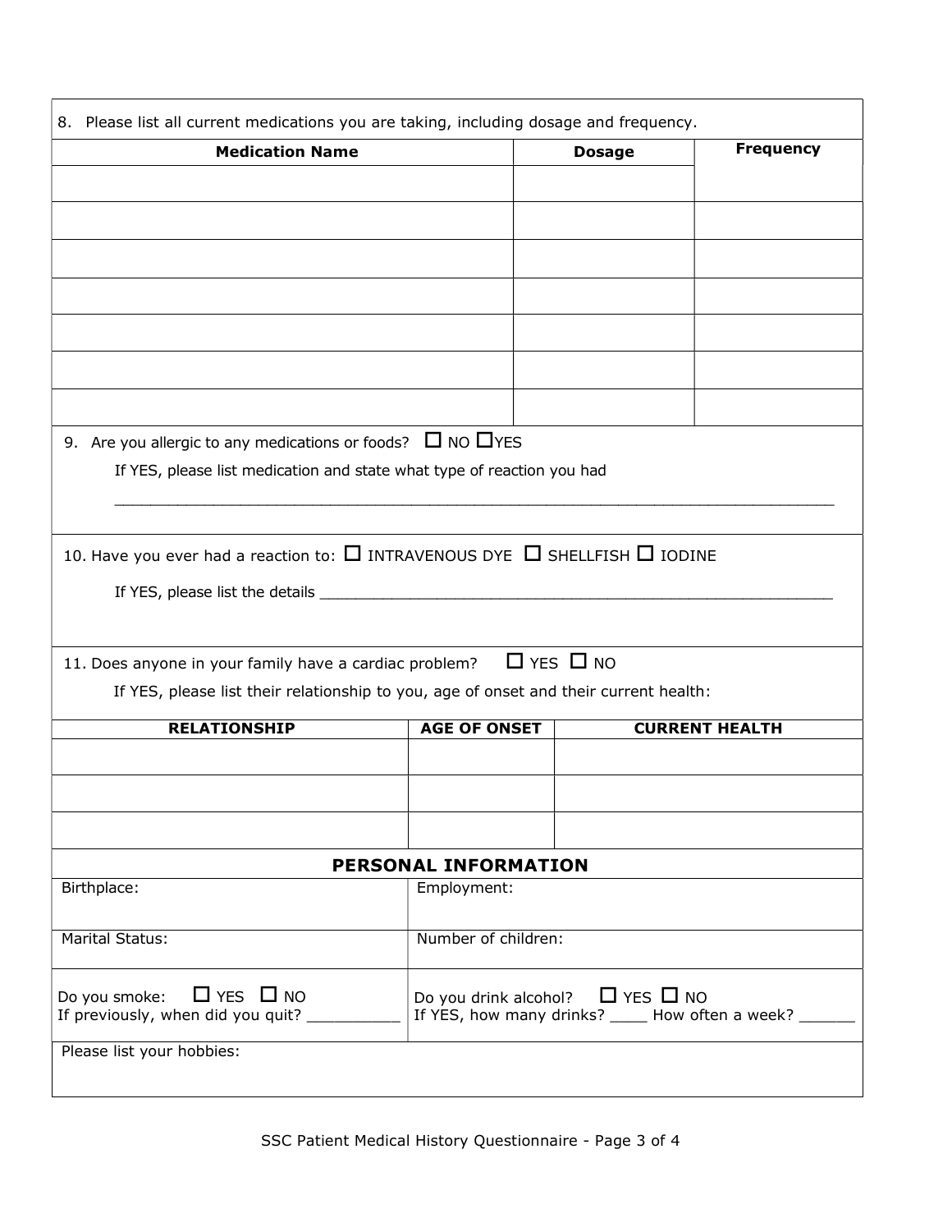8. Please list all current medications you are taking, including dosage and frequency.

| Medication Name | Dosage | Frequency |
|---|---|---|
| | | |
| | | |
| | | |
| | | |
| | | |
| | | |
| | | |

9. Are you allergic to any medications or foods? ☐ NO ☐ YES

If YES, please list medication and state what type of reaction you had

______________________________________________________________________________

10. Have you ever had a reaction to: ☐ INTRAVENOUS DYE ☐ SHELLFISH ☐ IODINE

If YES, please list the details ______________________________________________________

11. Does anyone in your family have a cardiac problem? ☐ YES ☐ NO

If YES, please list their relationship to you, age of onset and their current health:

| RELATIONSHIP | AGE OF ONSET | CURRENT HEALTH |
|---|---|---|
| | | |
| | | |
| | | |

## PERSONAL INFORMATION

| | |
|---|---|
| Birthplace: | Employment: |
| Marital Status: | Number of children: |
| Do you smoke: ☐ YES ☐ NO<br>If previously, when did you quit? __________ | Do you drink alcohol? ☐ YES ☐ NO<br>If YES, how many drinks? ____ How often a week? ______ |
| Please list your hobbies: | |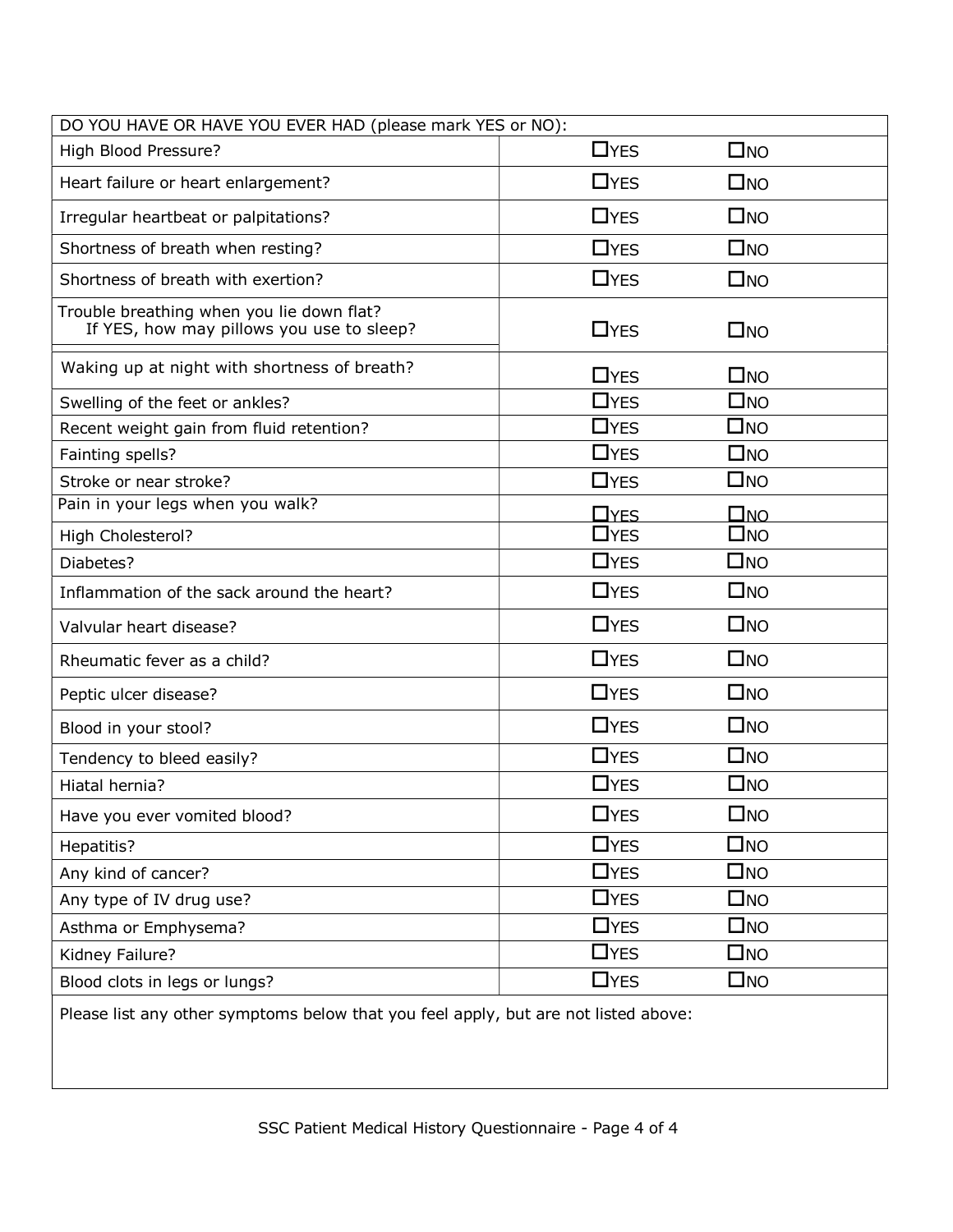| DO YOU HAVE OR HAVE YOU EVER HAD (please mark YES or NO): | | |
| --- | --- | --- |
| High Blood Pressure? | ☐YES | ☐NO |
| Heart failure or heart enlargement? | ☐YES | ☐NO |
| Irregular heartbeat or palpitations? | ☐YES | ☐NO |
| Shortness of breath when resting? | ☐YES | ☐NO |
| Shortness of breath with exertion? | ☐YES | ☐NO |
| Trouble breathing when you lie down flat? If YES, how may pillows you use to sleep? | ☐YES | ☐NO |
| Waking up at night with shortness of breath? | ☐YES | ☐NO |
| Swelling of the feet or ankles? | ☐YES | ☐NO |
| Recent weight gain from fluid retention? | ☐YES | ☐NO |
| Fainting spells? | ☐YES | ☐NO |
| Stroke or near stroke? | ☐YES | ☐NO |
| Pain in your legs when you walk? | ☐YES | ☐NO |
| High Cholesterol? | ☐YES | ☐NO |
| Diabetes? | ☐YES | ☐NO |
| Inflammation of the sack around the heart? | ☐YES | ☐NO |
| Valvular heart disease? | ☐YES | ☐NO |
| Rheumatic fever as a child? | ☐YES | ☐NO |
| Peptic ulcer disease? | ☐YES | ☐NO |
| Blood in your stool? | ☐YES | ☐NO |
| Tendency to bleed easily? | ☐YES | ☐NO |
| Hiatal hernia? | ☐YES | ☐NO |
| Have you ever vomited blood? | ☐YES | ☐NO |
| Hepatitis? | ☐YES | ☐NO |
| Any kind of cancer? | ☐YES | ☐NO |
| Any type of IV drug use? | ☐YES | ☐NO |
| Asthma or Emphysema? | ☐YES | ☐NO |
| Kidney Failure? | ☐YES | ☐NO |
| Blood clots in legs or lungs? | ☐YES | ☐NO |

Please list any other symptoms below that you feel apply, but are not listed above: